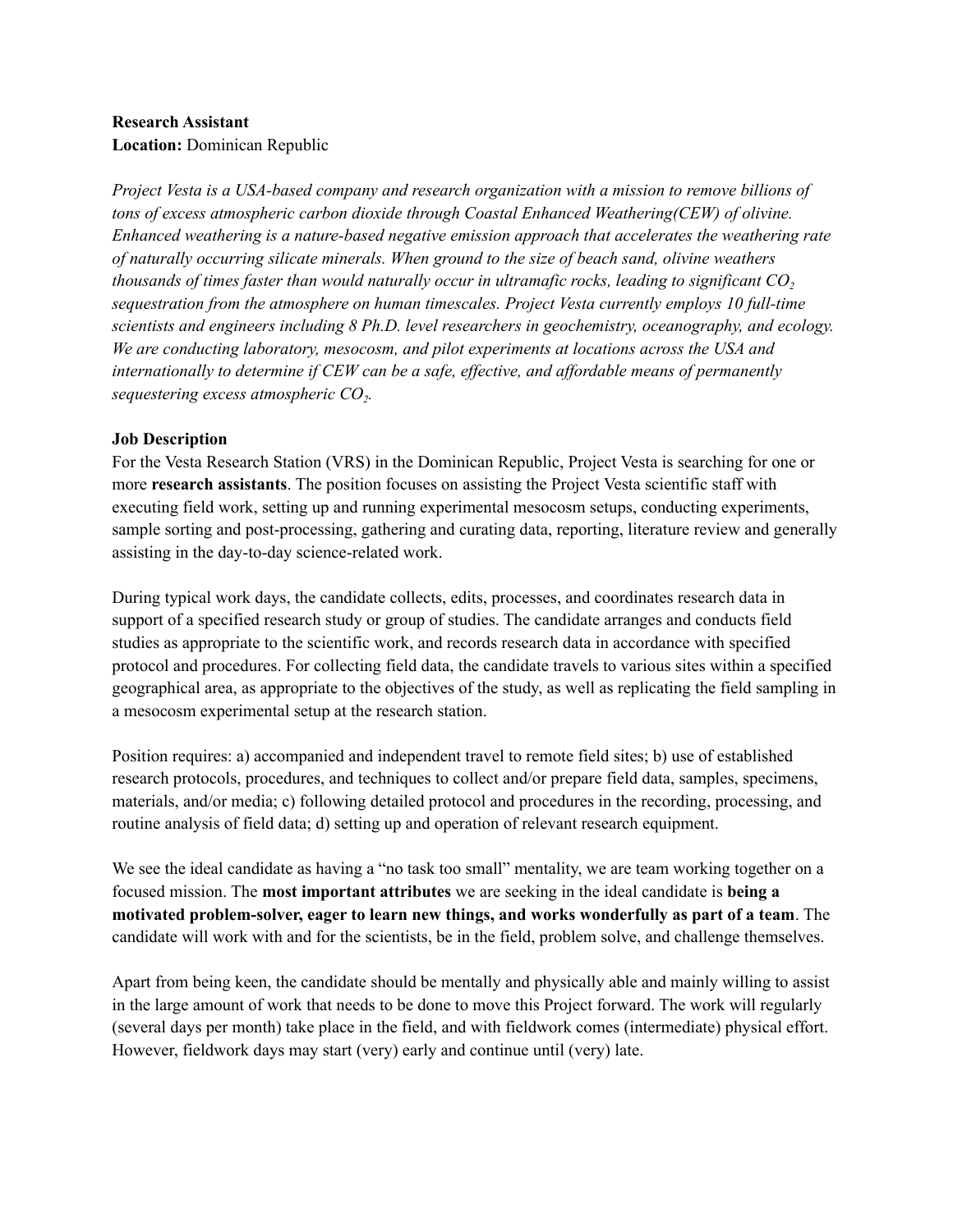**Research Assistant**
**Location:** Dominican Republic

*Project Vesta is a USA-based company and research organization with a mission to remove billions of tons of excess atmospheric carbon dioxide through Coastal Enhanced Weathering(CEW) of olivine. Enhanced weathering is a nature-based negative emission approach that accelerates the weathering rate of naturally occurring silicate minerals. When ground to the size of beach sand, olivine weathers thousands of times faster than would naturally occur in ultramafic rocks, leading to significant $CO_2$ sequestration from the atmosphere on human timescales. Project Vesta currently employs 10 full-time scientists and engineers including 8 Ph.D. level researchers in geochemistry, oceanography, and ecology. We are conducting laboratory, mesocosm, and pilot experiments at locations across the USA and internationally to determine if CEW can be a safe, effective, and affordable means of permanently sequestering excess atmospheric $CO_2$.*

**Job Description**

For the Vesta Research Station (VRS) in the Dominican Republic, Project Vesta is searching for one or more **research assistants**. The position focuses on assisting the Project Vesta scientific staff with executing field work, setting up and running experimental mesocosm setups, conducting experiments, sample sorting and post-processing, gathering and curating data, reporting, literature review and generally assisting in the day-to-day science-related work.

During typical work days, the candidate collects, edits, processes, and coordinates research data in support of a specified research study or group of studies. The candidate arranges and conducts field studies as appropriate to the scientific work, and records research data in accordance with specified protocol and procedures. For collecting field data, the candidate travels to various sites within a specified geographical area, as appropriate to the objectives of the study, as well as replicating the field sampling in a mesocosm experimental setup at the research station.

Position requires: a) accompanied and independent travel to remote field sites; b) use of established research protocols, procedures, and techniques to collect and/or prepare field data, samples, specimens, materials, and/or media; c) following detailed protocol and procedures in the recording, processing, and routine analysis of field data; d) setting up and operation of relevant research equipment.

We see the ideal candidate as having a "no task too small" mentality, we are team working together on a focused mission. The **most important attributes** we are seeking in the ideal candidate is **being a motivated problem-solver, eager to learn new things, and works wonderfully as part of a team**. The candidate will work with and for the scientists, be in the field, problem solve, and challenge themselves.

Apart from being keen, the candidate should be mentally and physically able and mainly willing to assist in the large amount of work that needs to be done to move this Project forward. The work will regularly (several days per month) take place in the field, and with fieldwork comes (intermediate) physical effort. However, fieldwork days may start (very) early and continue until (very) late.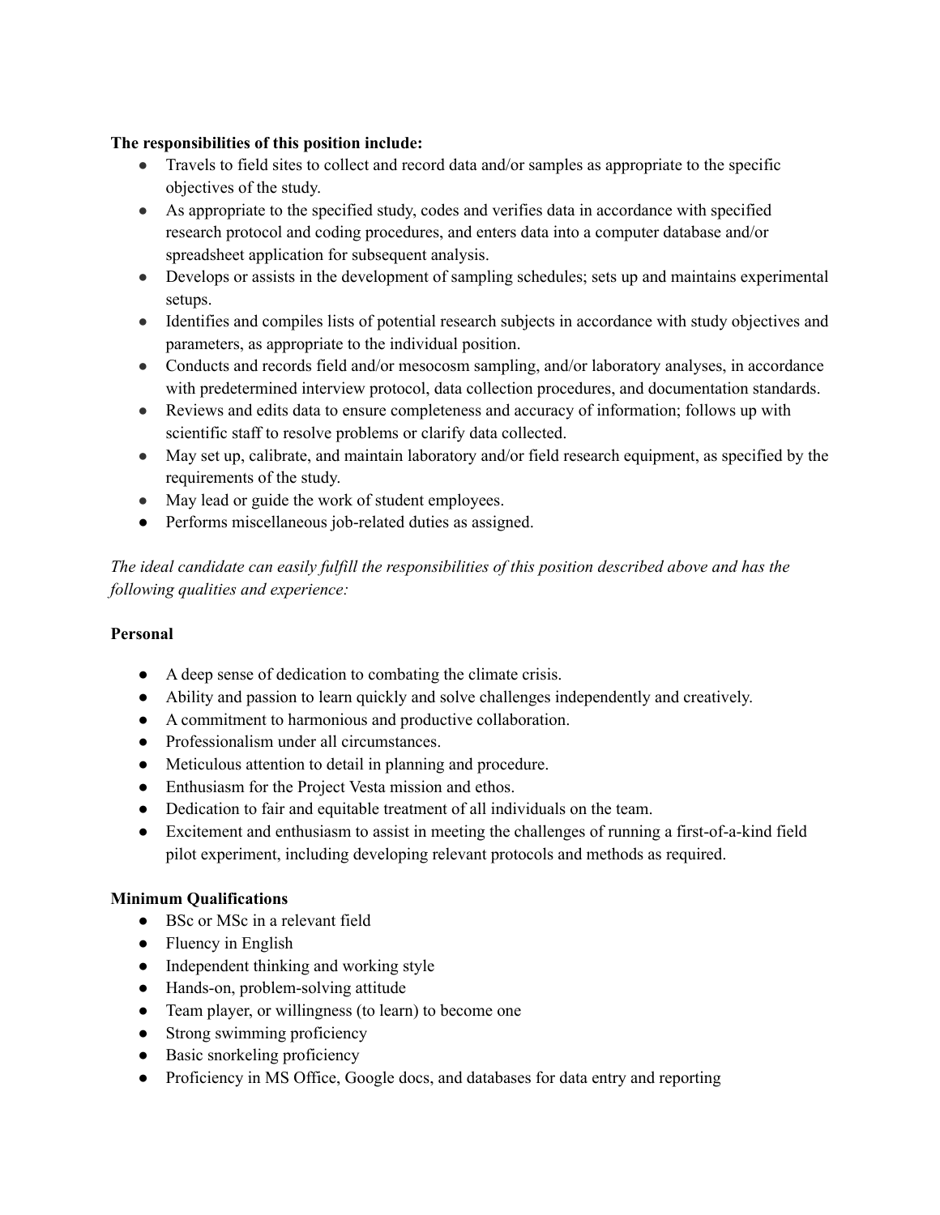**The responsibilities of this position include:**

- Travels to field sites to collect and record data and/or samples as appropriate to the specific objectives of the study.
- As appropriate to the specified study, codes and verifies data in accordance with specified research protocol and coding procedures, and enters data into a computer database and/or spreadsheet application for subsequent analysis.
- Develops or assists in the development of sampling schedules; sets up and maintains experimental setups.
- Identifies and compiles lists of potential research subjects in accordance with study objectives and parameters, as appropriate to the individual position.
- Conducts and records field and/or mesocosm sampling, and/or laboratory analyses, in accordance with predetermined interview protocol, data collection procedures, and documentation standards.
- Reviews and edits data to ensure completeness and accuracy of information; follows up with scientific staff to resolve problems or clarify data collected.
- May set up, calibrate, and maintain laboratory and/or field research equipment, as specified by the requirements of the study.
- May lead or guide the work of student employees.
- Performs miscellaneous job-related duties as assigned.

*The ideal candidate can easily fulfill the responsibilities of this position described above and has the following qualities and experience:*

**Personal**

- A deep sense of dedication to combating the climate crisis.
- Ability and passion to learn quickly and solve challenges independently and creatively.
- A commitment to harmonious and productive collaboration.
- Professionalism under all circumstances.
- Meticulous attention to detail in planning and procedure.
- Enthusiasm for the Project Vesta mission and ethos.
- Dedication to fair and equitable treatment of all individuals on the team.
- Excitement and enthusiasm to assist in meeting the challenges of running a first-of-a-kind field pilot experiment, including developing relevant protocols and methods as required.

**Minimum Qualifications**

- BSc or MSc in a relevant field
- Fluency in English
- Independent thinking and working style
- Hands-on, problem-solving attitude
- Team player, or willingness (to learn) to become one
- Strong swimming proficiency
- Basic snorkeling proficiency
- Proficiency in MS Office, Google docs, and databases for data entry and reporting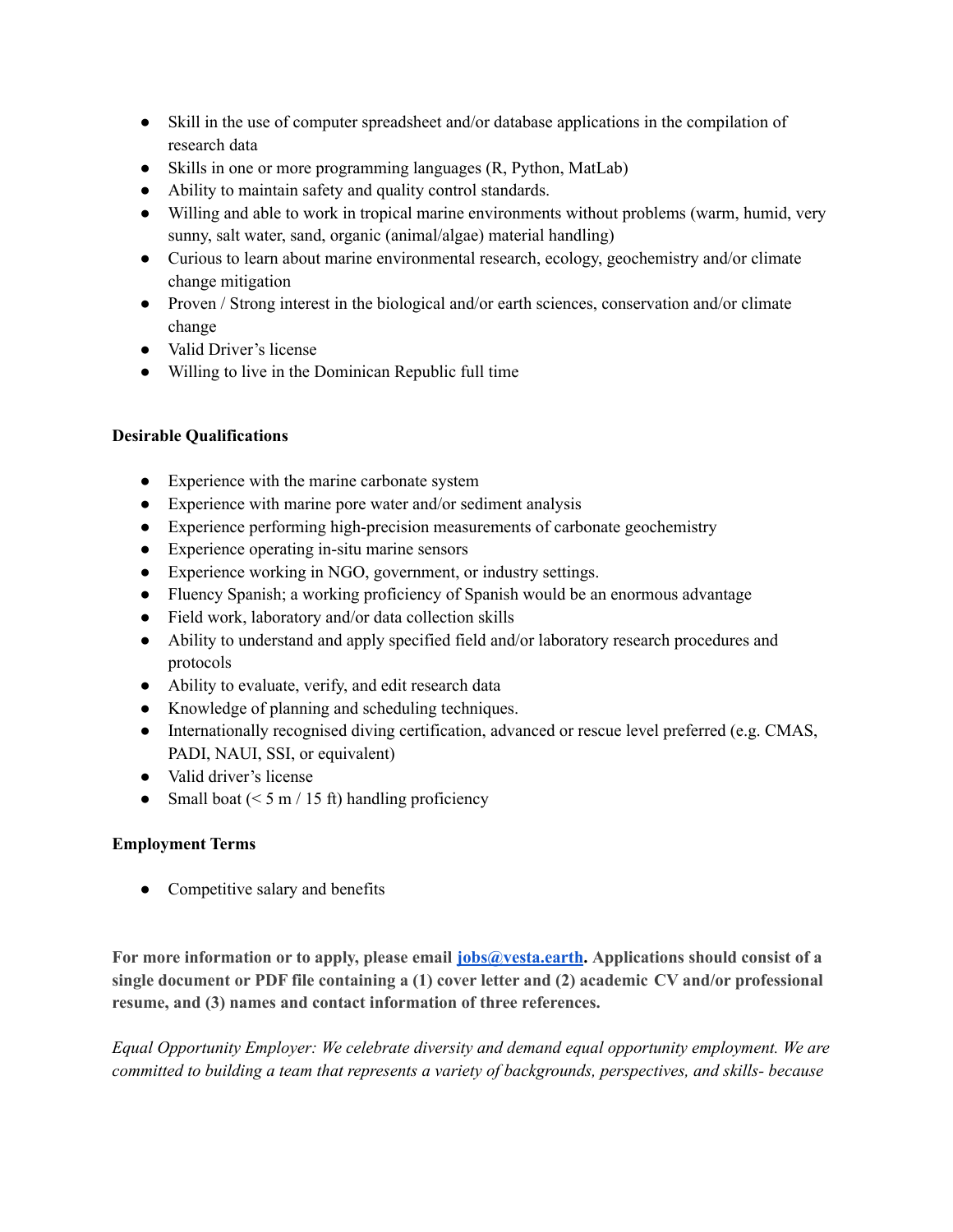- Skill in the use of computer spreadsheet and/or database applications in the compilation of research data
- Skills in one or more programming languages (R, Python, MatLab)
- Ability to maintain safety and quality control standards.
- Willing and able to work in tropical marine environments without problems (warm, humid, very sunny, salt water, sand, organic (animal/algae) material handling)
- Curious to learn about marine environmental research, ecology, geochemistry and/or climate change mitigation
- Proven / Strong interest in the biological and/or earth sciences, conservation and/or climate change
- Valid Driver's license
- Willing to live in the Dominican Republic full time

**Desirable Qualifications**

- Experience with the marine carbonate system
- Experience with marine pore water and/or sediment analysis
- Experience performing high-precision measurements of carbonate geochemistry
- Experience operating in-situ marine sensors
- Experience working in NGO, government, or industry settings.
- Fluency Spanish; a working proficiency of Spanish would be an enormous advantage
- Field work, laboratory and/or data collection skills
- Ability to understand and apply specified field and/or laboratory research procedures and protocols
- Ability to evaluate, verify, and edit research data
- Knowledge of planning and scheduling techniques.
- Internationally recognised diving certification, advanced or rescue level preferred (e.g. CMAS, PADI, NAUI, SSI, or equivalent)
- Valid driver's license
- Small boat (< 5 m / 15 ft) handling proficiency

**Employment Terms**

- Competitive salary and benefits

**For more information or to apply, please email [jobs@vesta.earth](mailto:jobs@vesta.earth). Applications should consist of a single document or PDF file containing a (1) cover letter and (2) academic CV and/or professional resume, and (3) names and contact information of three references.**

*Equal Opportunity Employer: We celebrate diversity and demand equal opportunity employment. We are committed to building a team that represents a variety of backgrounds, perspectives, and skills- because*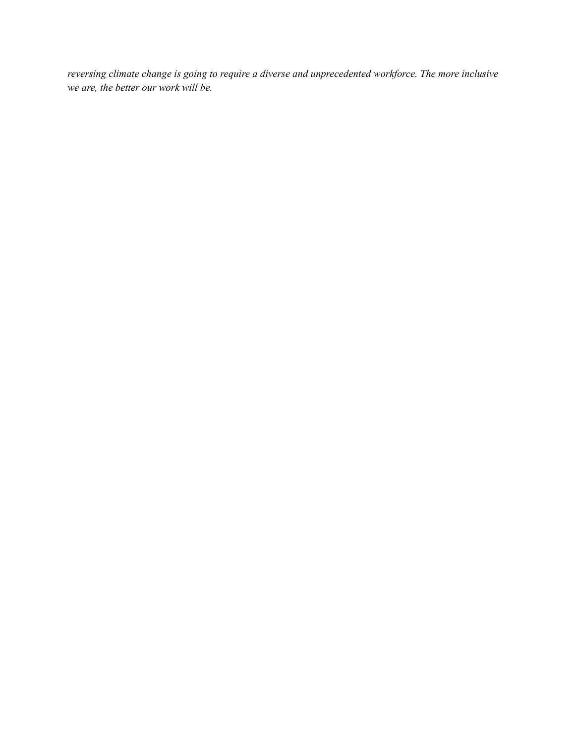*reversing climate change is going to require a diverse and unprecedented workforce. The more inclusive we are, the better our work will be.*